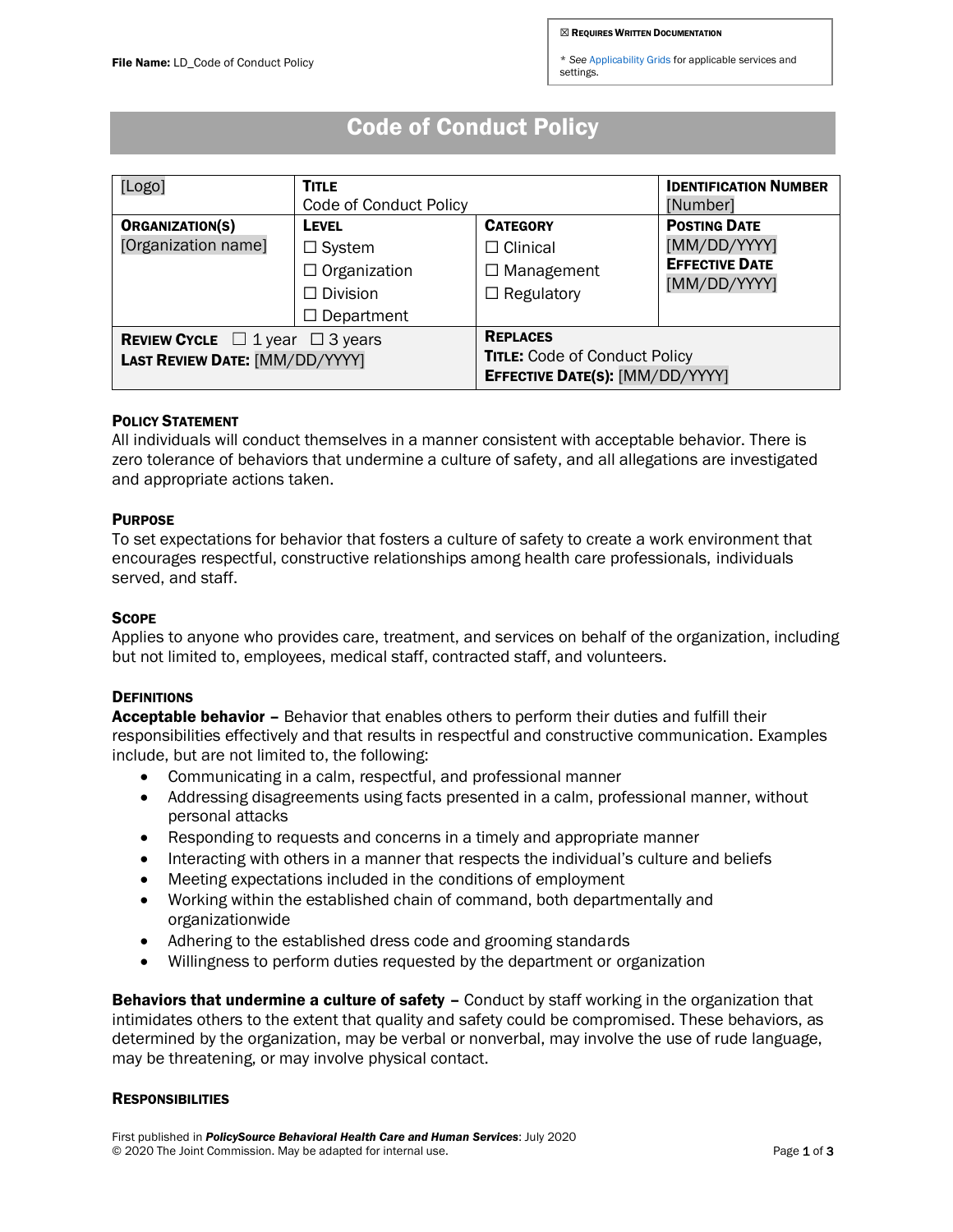File Name: LD_Code of Conduct Policy

☒ Requires Written Documentation

* See Applicability Grids for applicable services and settings.

# Code of Conduct Policy

| [Logo] | **Title**<br>Code of Conduct Policy | | **Identification Number**<br>[Number] |
|---|---|---|---|
| **Organization(s)**<br>[Organization name] | **Level**<br>☐ System<br>☐ Organization<br>☐ Division<br>☐ Department | **Category**<br>☐ Clinical<br>☐ Management<br>☐ Regulatory | **Posting Date**<br>[MM/DD/YYYY]<br>**Effective Date**<br>[MM/DD/YYYY] |
| **Review Cycle** ☐ 1 year ☐ 3 years<br>**Last Review Date:** [MM/DD/YYYY] | | **Replaces**<br>**Title:** Code of Conduct Policy<br>**Effective Date(s):** [MM/DD/YYYY] | |

## Policy Statement

All individuals will conduct themselves in a manner consistent with acceptable behavior. There is zero tolerance of behaviors that undermine a culture of safety, and all allegations are investigated and appropriate actions taken.

## Purpose

To set expectations for behavior that fosters a culture of safety to create a work environment that encourages respectful, constructive relationships among health care professionals, individuals served, and staff.

## Scope

Applies to anyone who provides care, treatment, and services on behalf of the organization, including but not limited to, employees, medical staff, contracted staff, and volunteers.

## Definitions

**Acceptable behavior –** Behavior that enables others to perform their duties and fulfill their responsibilities effectively and that results in respectful and constructive communication. Examples include, but are not limited to, the following:

- Communicating in a calm, respectful, and professional manner
- Addressing disagreements using facts presented in a calm, professional manner, without personal attacks
- Responding to requests and concerns in a timely and appropriate manner
- Interacting with others in a manner that respects the individual's culture and beliefs
- Meeting expectations included in the conditions of employment
- Working within the established chain of command, both departmentally and organizationwide
- Adhering to the established dress code and grooming standards
- Willingness to perform duties requested by the department or organization

**Behaviors that undermine a culture of safety –** Conduct by staff working in the organization that intimidates others to the extent that quality and safety could be compromised. These behaviors, as determined by the organization, may be verbal or nonverbal, may involve the use of rude language, may be threatening, or may involve physical contact.

## Responsibilities

First published in ***PolicySource Behavioral Health Care and Human Services***: July 2020
© 2020 The Joint Commission. May be adapted for internal use.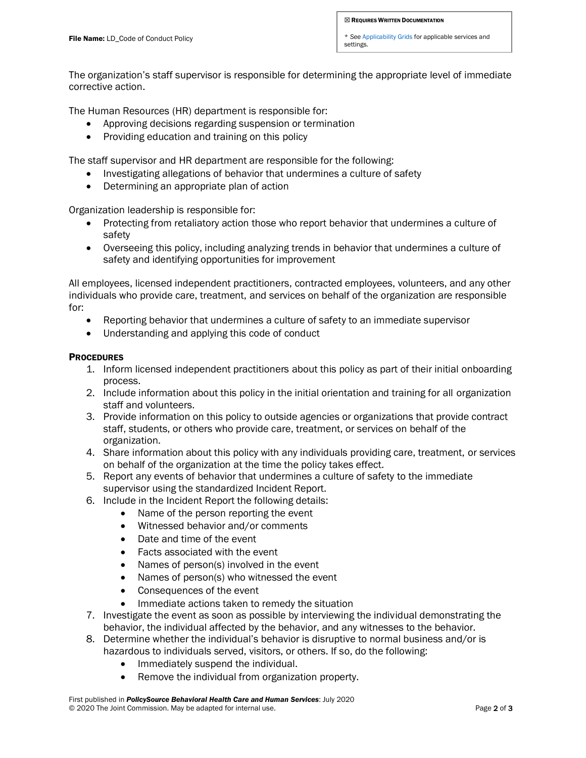The organization's staff supervisor is responsible for determining the appropriate level of immediate corrective action.

The Human Resources (HR) department is responsible for:

- Approving decisions regarding suspension or termination
- Providing education and training on this policy

The staff supervisor and HR department are responsible for the following:

- Investigating allegations of behavior that undermines a culture of safety
- Determining an appropriate plan of action

Organization leadership is responsible for:

- Protecting from retaliatory action those who report behavior that undermines a culture of safety
- Overseeing this policy, including analyzing trends in behavior that undermines a culture of safety and identifying opportunities for improvement

All employees, licensed independent practitioners, contracted employees, volunteers, and any other individuals who provide care, treatment, and services on behalf of the organization are responsible for:

- Reporting behavior that undermines a culture of safety to an immediate supervisor
- Understanding and applying this code of conduct

## PROCEDURES

1. Inform licensed independent practitioners about this policy as part of their initial onboarding process.
2. Include information about this policy in the initial orientation and training for all organization staff and volunteers.
3. Provide information on this policy to outside agencies or organizations that provide contract staff, students, or others who provide care, treatment, or services on behalf of the organization.
4. Share information about this policy with any individuals providing care, treatment, or services on behalf of the organization at the time the policy takes effect.
5. Report any events of behavior that undermines a culture of safety to the immediate supervisor using the standardized Incident Report.
6. Include in the Incident Report the following details:
   - Name of the person reporting the event
   - Witnessed behavior and/or comments
   - Date and time of the event
   - Facts associated with the event
   - Names of person(s) involved in the event
   - Names of person(s) who witnessed the event
   - Consequences of the event
   - Immediate actions taken to remedy the situation
7. Investigate the event as soon as possible by interviewing the individual demonstrating the behavior, the individual affected by the behavior, and any witnesses to the behavior.
8. Determine whether the individual's behavior is disruptive to normal business and/or is hazardous to individuals served, visitors, or others. If so, do the following:
   - Immediately suspend the individual.
   - Remove the individual from organization property.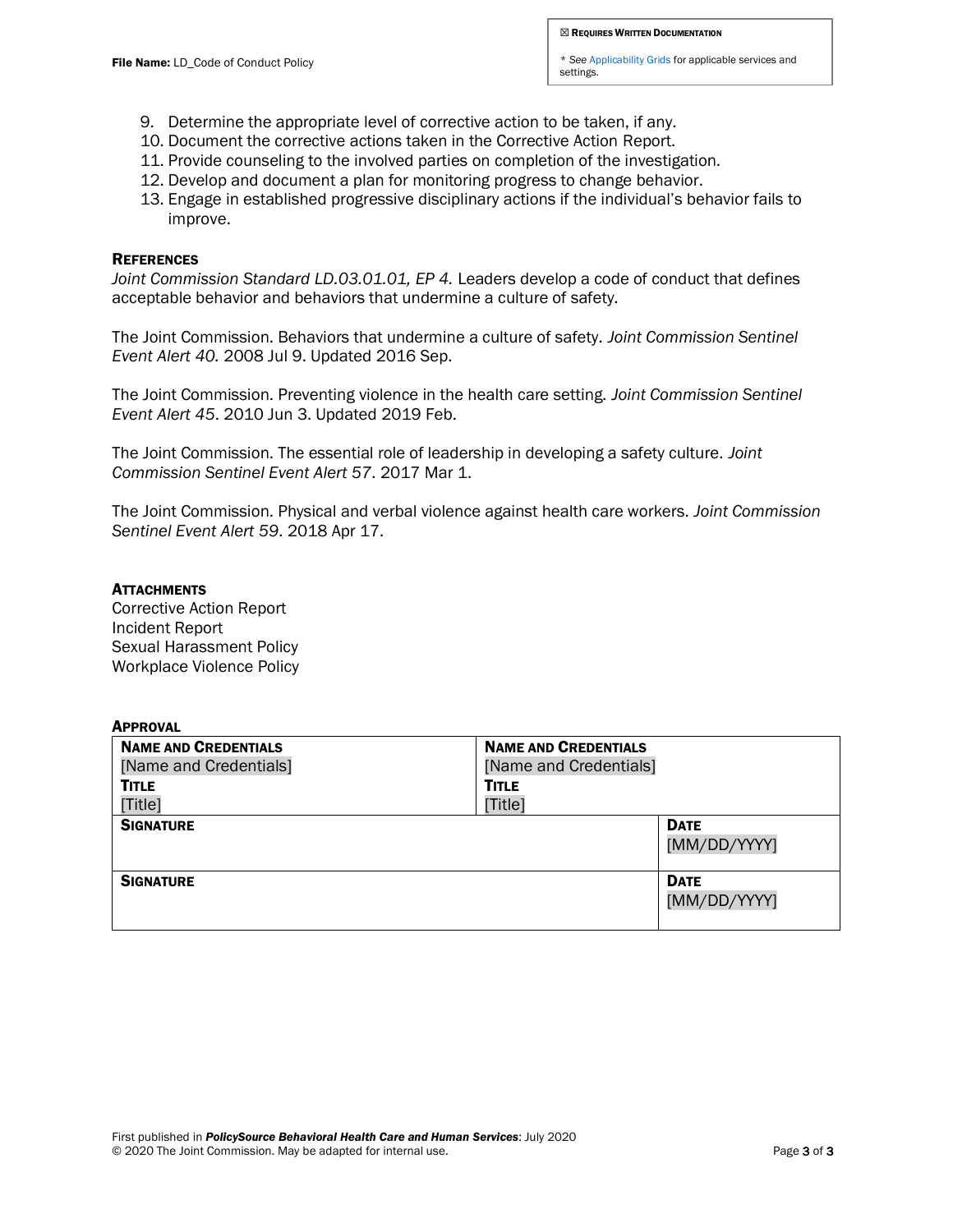9. Determine the appropriate level of corrective action to be taken, if any.
10. Document the corrective actions taken in the Corrective Action Report.
11. Provide counseling to the involved parties on completion of the investigation.
12. Develop and document a plan for monitoring progress to change behavior.
13. Engage in established progressive disciplinary actions if the individual's behavior fails to improve.

## References

*Joint Commission Standard LD.03.01.01, EP 4.* Leaders develop a code of conduct that defines acceptable behavior and behaviors that undermine a culture of safety.

The Joint Commission. Behaviors that undermine a culture of safety. *Joint Commission Sentinel Event Alert 40.* 2008 Jul 9. Updated 2016 Sep.

The Joint Commission. Preventing violence in the health care setting. *Joint Commission Sentinel Event Alert 45*. 2010 Jun 3. Updated 2019 Feb.

The Joint Commission. The essential role of leadership in developing a safety culture. *Joint Commission Sentinel Event Alert 57*. 2017 Mar 1.

The Joint Commission. Physical and verbal violence against health care workers. *Joint Commission Sentinel Event Alert 59*. 2018 Apr 17.

## Attachments

Corrective Action Report
Incident Report
Sexual Harassment Policy
Workplace Violence Policy

## Approval

| | |
|---|---|
| **Name and Credentials** [Name and Credentials] **Title** [Title] | **Name and Credentials** [Name and Credentials] **Title** [Title] |
| **Signature** | **Date** [MM/DD/YYYY] |
| **Signature** | **Date** [MM/DD/YYYY] |

First published in ***PolicySource Behavioral Health Care and Human Services***: July 2020
© 2020 The Joint Commission. May be adapted for internal use.